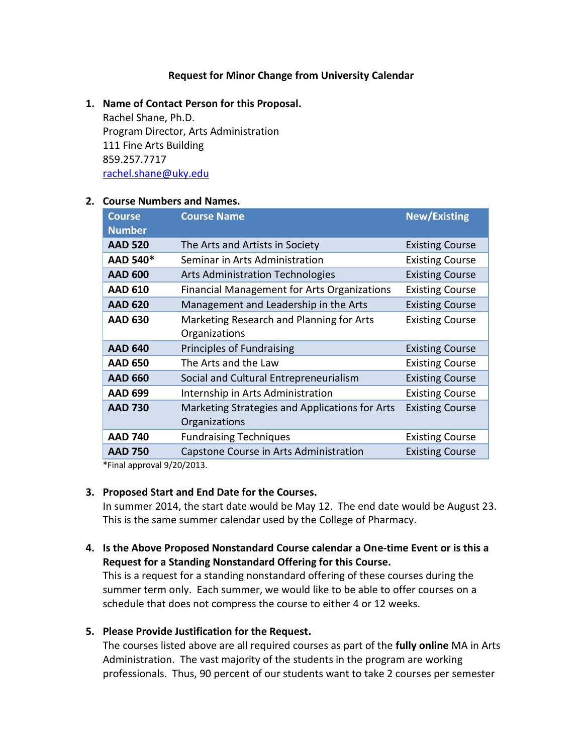# Request for Minor Change from University Calendar

1. **Name of Contact Person for this Proposal.**
   Rachel Shane, Ph.D.
   Program Director, Arts Administration
   111 Fine Arts Building
   859.257.7717
   rachel.shane@uky.edu

2. **Course Numbers and Names.**

| Course Number | Course Name | New/Existing |
|---|---|---|
| **AAD 520** | The Arts and Artists in Society | Existing Course |
| **AAD 540*** | Seminar in Arts Administration | Existing Course |
| **AAD 600** | Arts Administration Technologies | Existing Course |
| **AAD 610** | Financial Management for Arts Organizations | Existing Course |
| **AAD 620** | Management and Leadership in the Arts | Existing Course |
| **AAD 630** | Marketing Research and Planning for Arts Organizations | Existing Course |
| **AAD 640** | Principles of Fundraising | Existing Course |
| **AAD 650** | The Arts and the Law | Existing Course |
| **AAD 660** | Social and Cultural Entrepreneurialism | Existing Course |
| **AAD 699** | Internship in Arts Administration | Existing Course |
| **AAD 730** | Marketing Strategies and Applications for Arts Organizations | Existing Course |
| **AAD 740** | Fundraising Techniques | Existing Course |
| **AAD 750** | Capstone Course in Arts Administration | Existing Course |

   *Final approval 9/20/2013.

3. **Proposed Start and End Date for the Courses.**
   In summer 2014, the start date would be May 12. The end date would be August 23. This is the same summer calendar used by the College of Pharmacy.

4. **Is the Above Proposed Nonstandard Course calendar a One-time Event or is this a Request for a Standing Nonstandard Offering for this Course.**
   This is a request for a standing nonstandard offering of these courses during the summer term only. Each summer, we would like to be able to offer courses on a schedule that does not compress the course to either 4 or 12 weeks.

5. **Please Provide Justification for the Request.**
   The courses listed above are all required courses as part of the **fully online** MA in Arts Administration. The vast majority of the students in the program are working professionals. Thus, 90 percent of our students want to take 2 courses per semester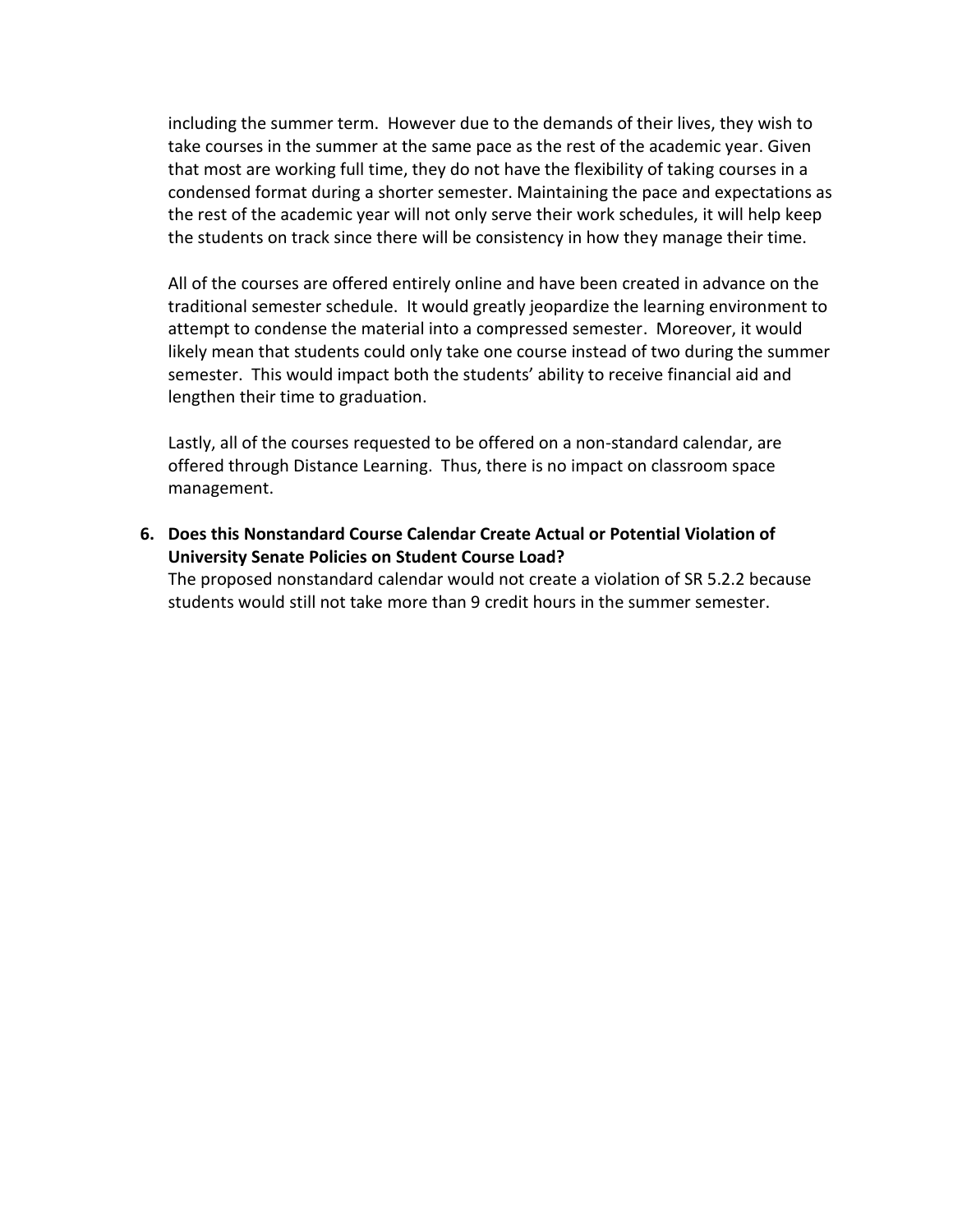including the summer term. However due to the demands of their lives, they wish to take courses in the summer at the same pace as the rest of the academic year. Given that most are working full time, they do not have the flexibility of taking courses in a condensed format during a shorter semester. Maintaining the pace and expectations as the rest of the academic year will not only serve their work schedules, it will help keep the students on track since there will be consistency in how they manage their time.

All of the courses are offered entirely online and have been created in advance on the traditional semester schedule. It would greatly jeopardize the learning environment to attempt to condense the material into a compressed semester. Moreover, it would likely mean that students could only take one course instead of two during the summer semester. This would impact both the students' ability to receive financial aid and lengthen their time to graduation.

Lastly, all of the courses requested to be offered on a non-standard calendar, are offered through Distance Learning. Thus, there is no impact on classroom space management.

6. **Does this Nonstandard Course Calendar Create Actual or Potential Violation of University Senate Policies on Student Course Load?**
   The proposed nonstandard calendar would not create a violation of SR 5.2.2 because students would still not take more than 9 credit hours in the summer semester.